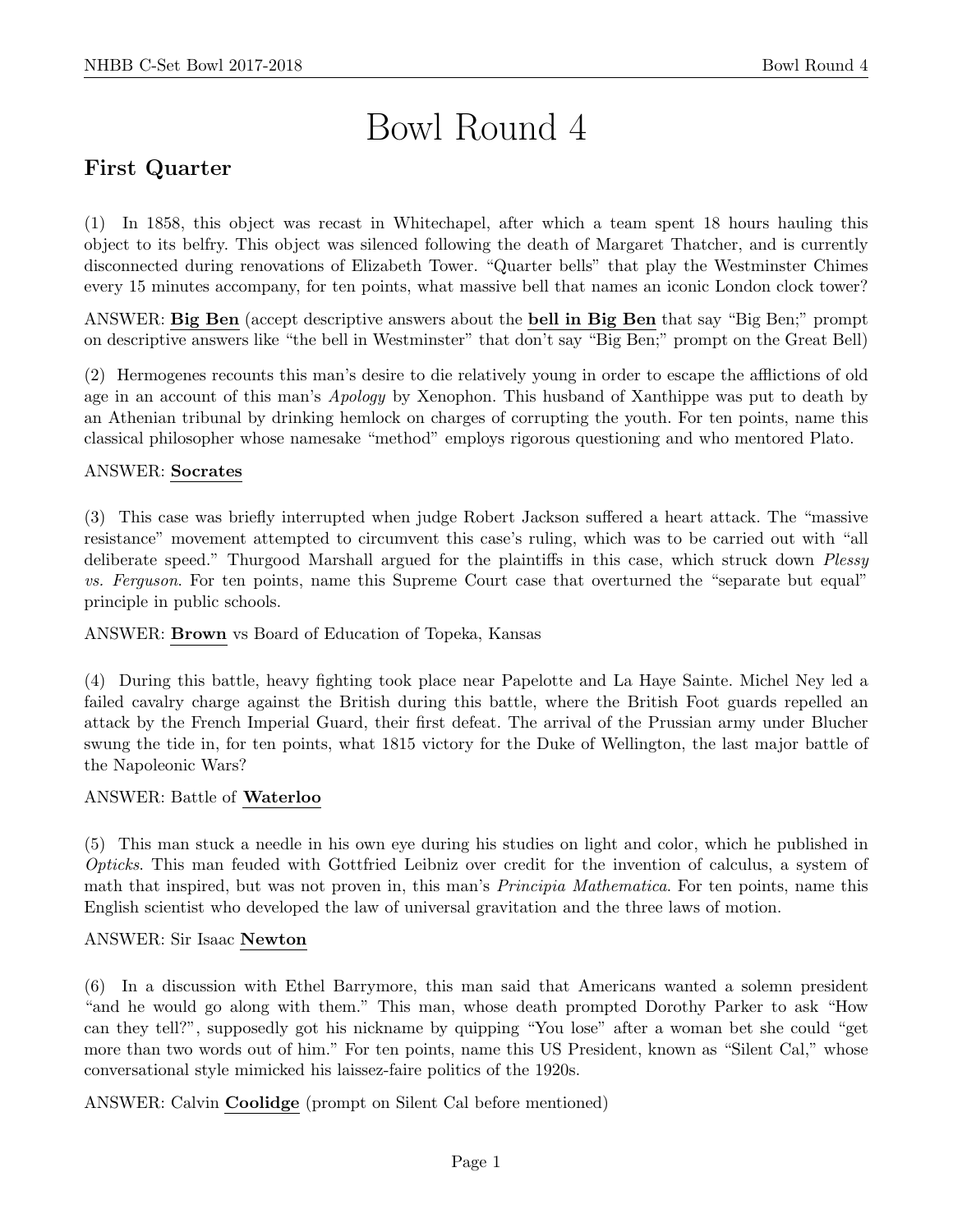# Bowl Round 4

## First Quarter

(1) In 1858, this object was recast in Whitechapel, after which a team spent 18 hours hauling this object to its belfry. This object was silenced following the death of Margaret Thatcher, and is currently disconnected during renovations of Elizabeth Tower. "Quarter bells" that play the Westminster Chimes every 15 minutes accompany, for ten points, what massive bell that names an iconic London clock tower?

ANSWER: **Big Ben** (accept descriptive answers about the **bell in Big Ben** that say "Big Ben;" prompt on descriptive answers like "the bell in Westminster" that don't say "Big Ben;" prompt on the Great Bell)

(2) Hermogenes recounts this man's desire to die relatively young in order to escape the afflictions of old age in an account of this man's *Apology* by Xenophon. This husband of Xanthippe was put to death by an Athenian tribunal by drinking hemlock on charges of corrupting the youth. For ten points, name this classical philosopher whose namesake "method" employs rigorous questioning and who mentored Plato.

ANSWER: **Socrates**

(3) This case was briefly interrupted when judge Robert Jackson suffered a heart attack. The "massive resistance" movement attempted to circumvent this case's ruling, which was to be carried out with "all deliberate speed." Thurgood Marshall argued for the plaintiffs in this case, which struck down *Plessy vs. Ferguson*. For ten points, name this Supreme Court case that overturned the "separate but equal" principle in public schools.

ANSWER: **Brown** vs Board of Education of Topeka, Kansas

(4) During this battle, heavy fighting took place near Papelotte and La Haye Sainte. Michel Ney led a failed cavalry charge against the British during this battle, where the British Foot guards repelled an attack by the French Imperial Guard, their first defeat. The arrival of the Prussian army under Blucher swung the tide in, for ten points, what 1815 victory for the Duke of Wellington, the last major battle of the Napoleonic Wars?

ANSWER: Battle of **Waterloo**

(5) This man stuck a needle in his own eye during his studies on light and color, which he published in *Opticks*. This man feuded with Gottfried Leibniz over credit for the invention of calculus, a system of math that inspired, but was not proven in, this man's *Principia Mathematica*. For ten points, name this English scientist who developed the law of universal gravitation and the three laws of motion.

ANSWER: Sir Isaac **Newton**

(6) In a discussion with Ethel Barrymore, this man said that Americans wanted a solemn president "and he would go along with them." This man, whose death prompted Dorothy Parker to ask "How can they tell?", supposedly got his nickname by quipping "You lose" after a woman bet she could "get more than two words out of him." For ten points, name this US President, known as "Silent Cal," whose conversational style mimicked his laissez-faire politics of the 1920s.

ANSWER: Calvin **Coolidge** (prompt on Silent Cal before mentioned)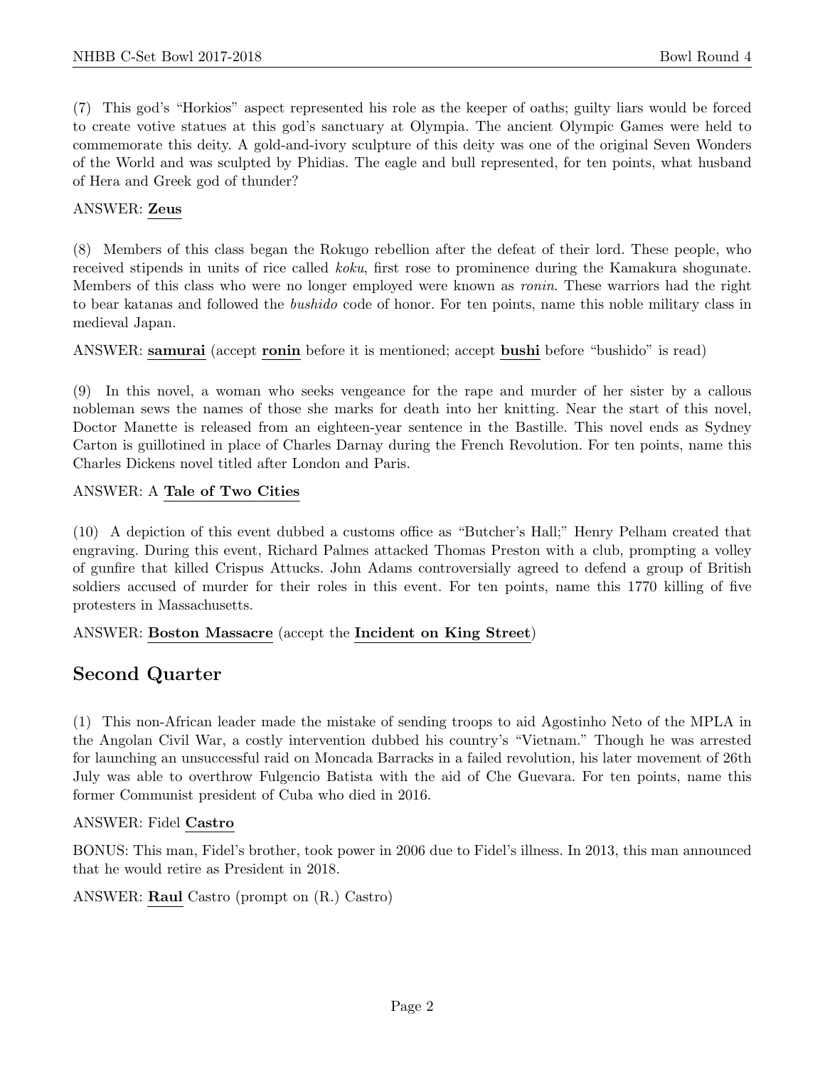(7) This god's "Horkios" aspect represented his role as the keeper of oaths; guilty liars would be forced to create votive statues at this god's sanctuary at Olympia. The ancient Olympic Games were held to commemorate this deity. A gold-and-ivory sculpture of this deity was one of the original Seven Wonders of the World and was sculpted by Phidias. The eagle and bull represented, for ten points, what husband of Hera and Greek god of thunder?

ANSWER: **Zeus**

(8) Members of this class began the Rokugo rebellion after the defeat of their lord. These people, who received stipends in units of rice called *koku*, first rose to prominence during the Kamakura shogunate. Members of this class who were no longer employed were known as *ronin*. These warriors had the right to bear katanas and followed the *bushido* code of honor. For ten points, name this noble military class in medieval Japan.

ANSWER: **samurai** (accept **ronin** before it is mentioned; accept **bushi** before "bushido" is read)

(9) In this novel, a woman who seeks vengeance for the rape and murder of her sister by a callous nobleman sews the names of those she marks for death into her knitting. Near the start of this novel, Doctor Manette is released from an eighteen-year sentence in the Bastille. This novel ends as Sydney Carton is guillotined in place of Charles Darnay during the French Revolution. For ten points, name this Charles Dickens novel titled after London and Paris.

ANSWER: A **Tale of Two Cities**

(10) A depiction of this event dubbed a customs office as "Butcher's Hall;" Henry Pelham created that engraving. During this event, Richard Palmes attacked Thomas Preston with a club, prompting a volley of gunfire that killed Crispus Attucks. John Adams controversially agreed to defend a group of British soldiers accused of murder for their roles in this event. For ten points, name this 1770 killing of five protesters in Massachusetts.

ANSWER: **Boston Massacre** (accept the **Incident on King Street**)

## Second Quarter

(1) This non-African leader made the mistake of sending troops to aid Agostinho Neto of the MPLA in the Angolan Civil War, a costly intervention dubbed his country's "Vietnam." Though he was arrested for launching an unsuccessful raid on Moncada Barracks in a failed revolution, his later movement of 26th July was able to overthrow Fulgencio Batista with the aid of Che Guevara. For ten points, name this former Communist president of Cuba who died in 2016.

ANSWER: Fidel **Castro**

BONUS: This man, Fidel's brother, took power in 2006 due to Fidel's illness. In 2013, this man announced that he would retire as President in 2018.

ANSWER: **Raul** Castro (prompt on (R.) Castro)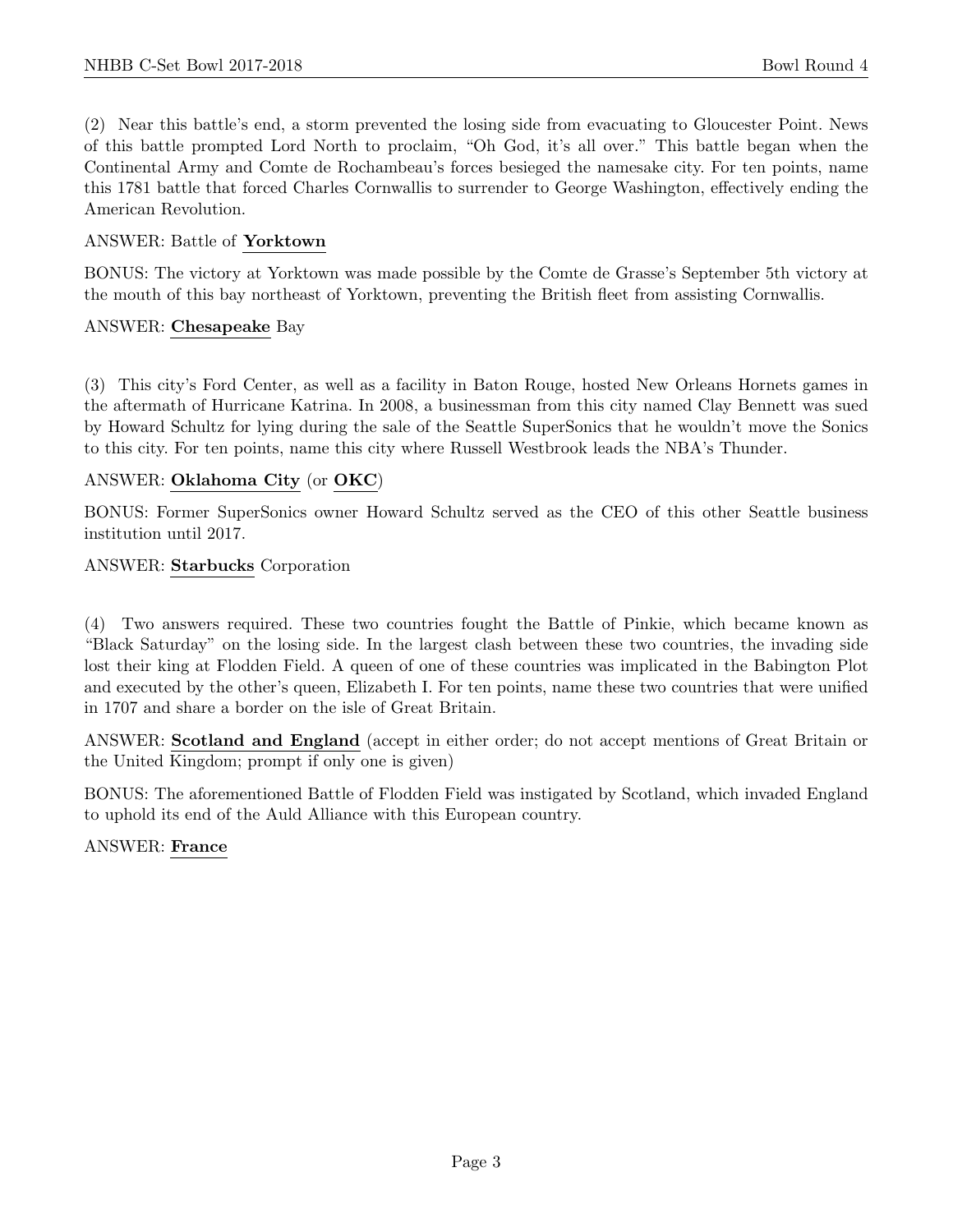(2) Near this battle's end, a storm prevented the losing side from evacuating to Gloucester Point. News of this battle prompted Lord North to proclaim, "Oh God, it's all over." This battle began when the Continental Army and Comte de Rochambeau's forces besieged the namesake city. For ten points, name this 1781 battle that forced Charles Cornwallis to surrender to George Washington, effectively ending the American Revolution.

ANSWER: Battle of **Yorktown**

BONUS: The victory at Yorktown was made possible by the Comte de Grasse's September 5th victory at the mouth of this bay northeast of Yorktown, preventing the British fleet from assisting Cornwallis.

ANSWER: **Chesapeake** Bay

(3) This city's Ford Center, as well as a facility in Baton Rouge, hosted New Orleans Hornets games in the aftermath of Hurricane Katrina. In 2008, a businessman from this city named Clay Bennett was sued by Howard Schultz for lying during the sale of the Seattle SuperSonics that he wouldn't move the Sonics to this city. For ten points, name this city where Russell Westbrook leads the NBA's Thunder.

ANSWER: **Oklahoma City** (or **OKC**)

BONUS: Former SuperSonics owner Howard Schultz served as the CEO of this other Seattle business institution until 2017.

ANSWER: **Starbucks** Corporation

(4) Two answers required. These two countries fought the Battle of Pinkie, which became known as "Black Saturday" on the losing side. In the largest clash between these two countries, the invading side lost their king at Flodden Field. A queen of one of these countries was implicated in the Babington Plot and executed by the other's queen, Elizabeth I. For ten points, name these two countries that were unified in 1707 and share a border on the isle of Great Britain.

ANSWER: **Scotland and England** (accept in either order; do not accept mentions of Great Britain or the United Kingdom; prompt if only one is given)

BONUS: The aforementioned Battle of Flodden Field was instigated by Scotland, which invaded England to uphold its end of the Auld Alliance with this European country.

ANSWER: **France**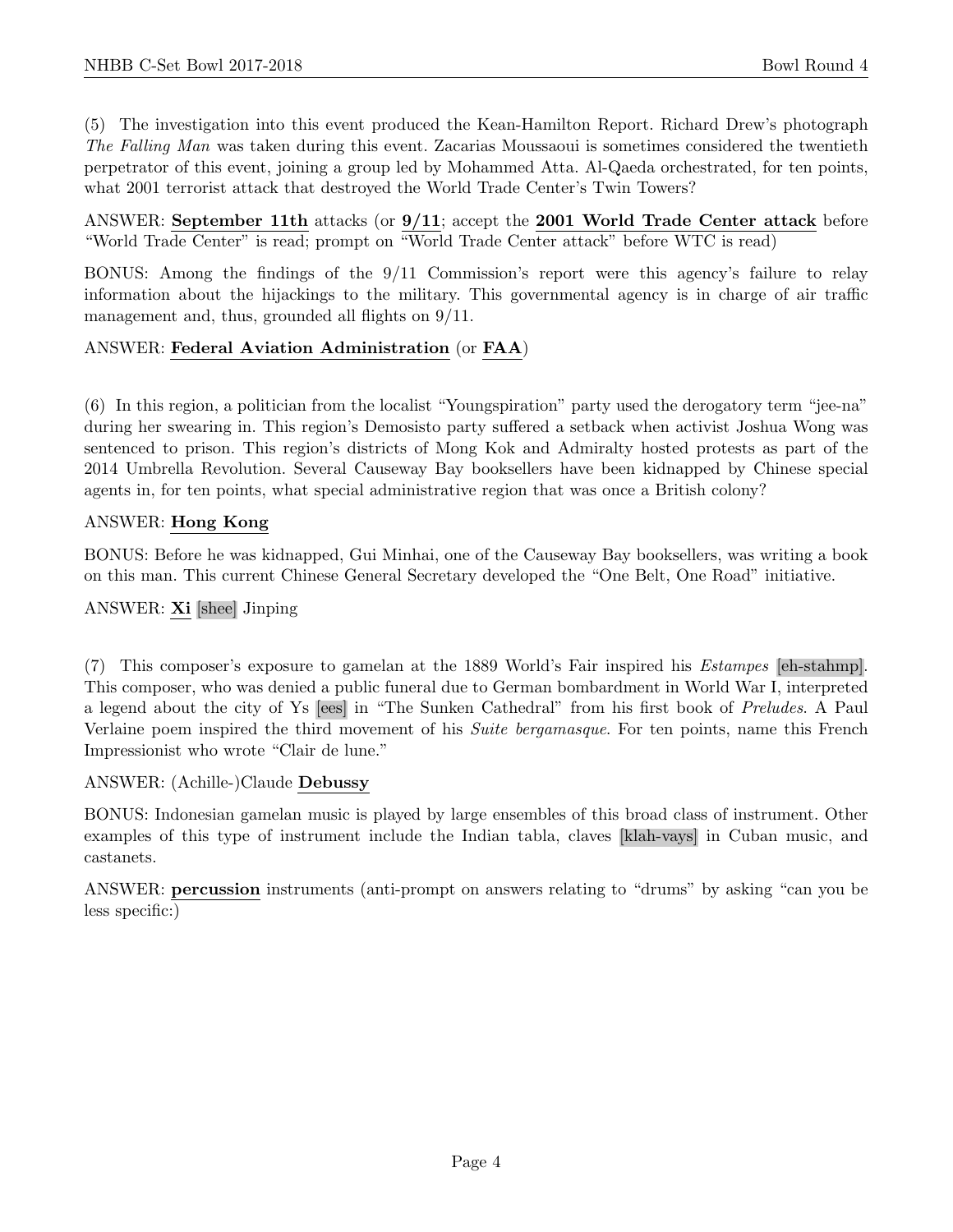(5) The investigation into this event produced the Kean-Hamilton Report. Richard Drew's photograph *The Falling Man* was taken during this event. Zacarias Moussaoui is sometimes considered the twentieth perpetrator of this event, joining a group led by Mohammed Atta. Al-Qaeda orchestrated, for ten points, what 2001 terrorist attack that destroyed the World Trade Center's Twin Towers?

ANSWER: **September 11th** attacks (or **9/11**; accept the **2001 World Trade Center attack** before "World Trade Center" is read; prompt on "World Trade Center attack" before WTC is read)

BONUS: Among the findings of the 9/11 Commission's report were this agency's failure to relay information about the hijackings to the military. This governmental agency is in charge of air traffic management and, thus, grounded all flights on 9/11.

ANSWER: **Federal Aviation Administration** (or **FAA**)

(6) In this region, a politician from the localist "Youngspiration" party used the derogatory term "jee-na" during her swearing in. This region's Demosisto party suffered a setback when activist Joshua Wong was sentenced to prison. This region's districts of Mong Kok and Admiralty hosted protests as part of the 2014 Umbrella Revolution. Several Causeway Bay booksellers have been kidnapped by Chinese special agents in, for ten points, what special administrative region that was once a British colony?

ANSWER: **Hong Kong**

BONUS: Before he was kidnapped, Gui Minhai, one of the Causeway Bay booksellers, was writing a book on this man. This current Chinese General Secretary developed the "One Belt, One Road" initiative.

ANSWER: **Xi** [shee] Jinping

(7) This composer's exposure to gamelan at the 1889 World's Fair inspired his *Estampes* [eh-stahmp]. This composer, who was denied a public funeral due to German bombardment in World War I, interpreted a legend about the city of Ys [ees] in "The Sunken Cathedral" from his first book of *Preludes*. A Paul Verlaine poem inspired the third movement of his *Suite bergamasque*. For ten points, name this French Impressionist who wrote "Clair de lune."

ANSWER: (Achille-)Claude **Debussy**

BONUS: Indonesian gamelan music is played by large ensembles of this broad class of instrument. Other examples of this type of instrument include the Indian tabla, claves [klah-vays] in Cuban music, and castanets.

ANSWER: **percussion** instruments (anti-prompt on answers relating to "drums" by asking "can you be less specific:)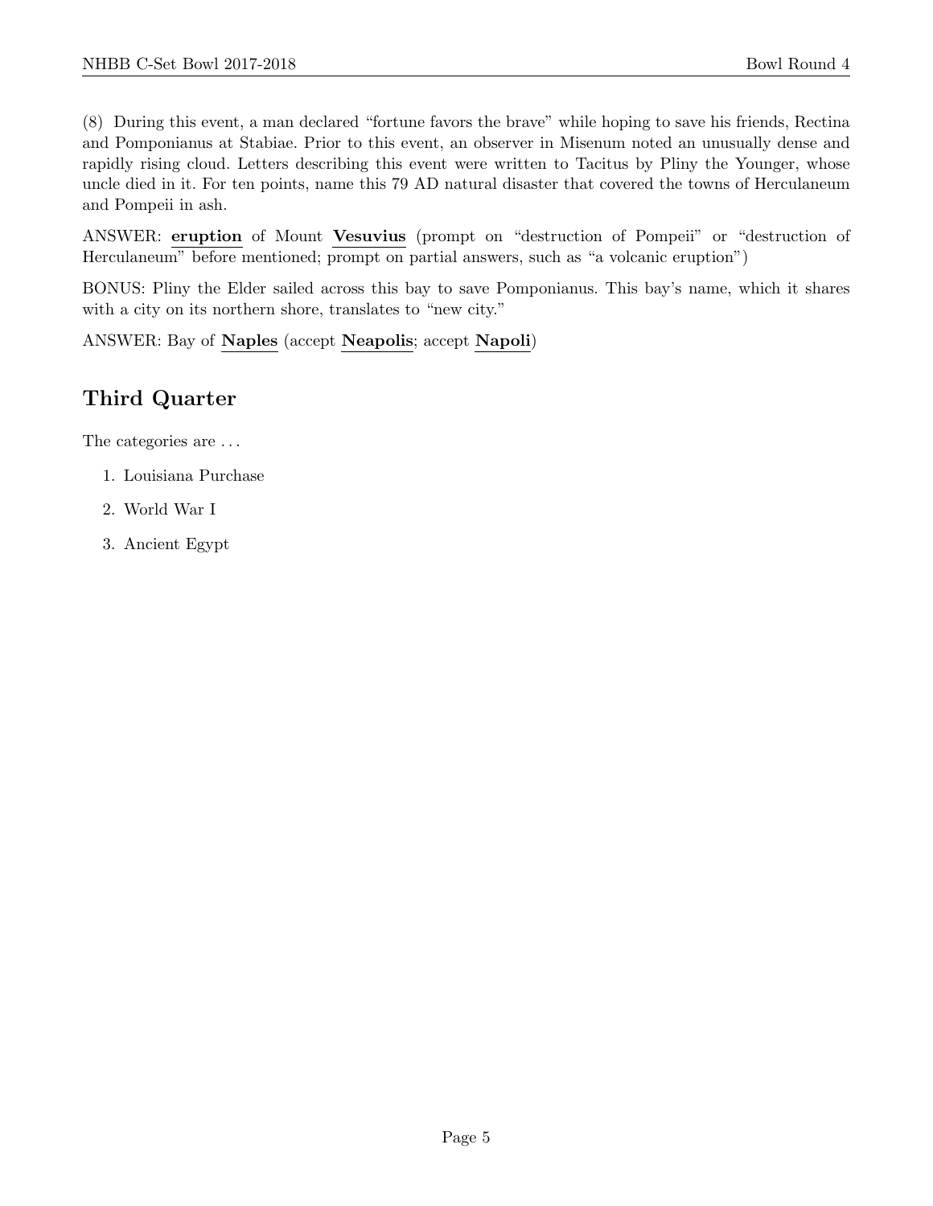(8) During this event, a man declared "fortune favors the brave" while hoping to save his friends, Rectina and Pomponianus at Stabiae. Prior to this event, an observer in Misenum noted an unusually dense and rapidly rising cloud. Letters describing this event were written to Tacitus by Pliny the Younger, whose uncle died in it. For ten points, name this 79 AD natural disaster that covered the towns of Herculaneum and Pompeii in ash.

ANSWER: **eruption** of Mount **Vesuvius** (prompt on "destruction of Pompeii" or "destruction of Herculaneum" before mentioned; prompt on partial answers, such as "a volcanic eruption")

BONUS: Pliny the Elder sailed across this bay to save Pomponianus. This bay's name, which it shares with a city on its northern shore, translates to "new city."

ANSWER: Bay of **Naples** (accept **Neapolis**; accept **Napoli**)

## Third Quarter

The categories are . . .

1. Louisiana Purchase
2. World War I
3. Ancient Egypt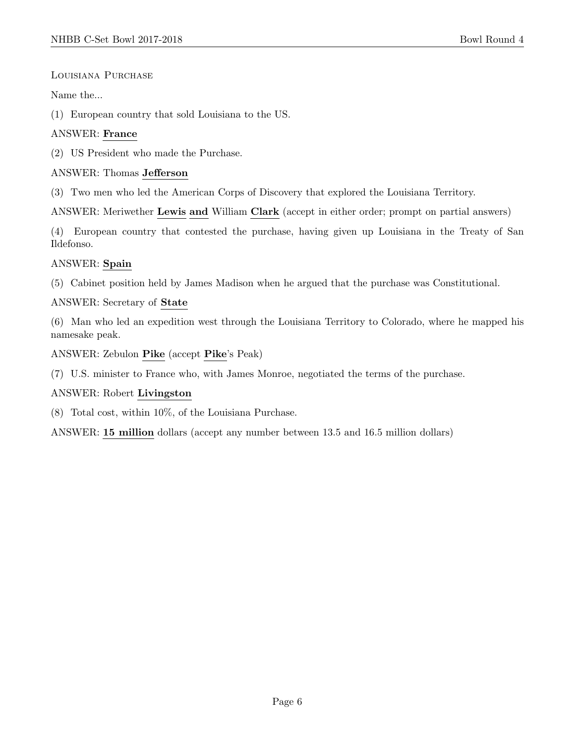Louisiana Purchase

Name the...

(1) European country that sold Louisiana to the US.

ANSWER: **France**

(2) US President who made the Purchase.

ANSWER: Thomas **Jefferson**

(3) Two men who led the American Corps of Discovery that explored the Louisiana Territory.

ANSWER: Meriwether **Lewis** **and** William **Clark** (accept in either order; prompt on partial answers)

(4) European country that contested the purchase, having given up Louisiana in the Treaty of San Ildefonso.

ANSWER: **Spain**

(5) Cabinet position held by James Madison when he argued that the purchase was Constitutional.

ANSWER: Secretary of **State**

(6) Man who led an expedition west through the Louisiana Territory to Colorado, where he mapped his namesake peak.

ANSWER: Zebulon **Pike** (accept **Pike**'s Peak)

(7) U.S. minister to France who, with James Monroe, negotiated the terms of the purchase.

ANSWER: Robert **Livingston**

(8) Total cost, within 10%, of the Louisiana Purchase.

ANSWER: **15 million** dollars (accept any number between 13.5 and 16.5 million dollars)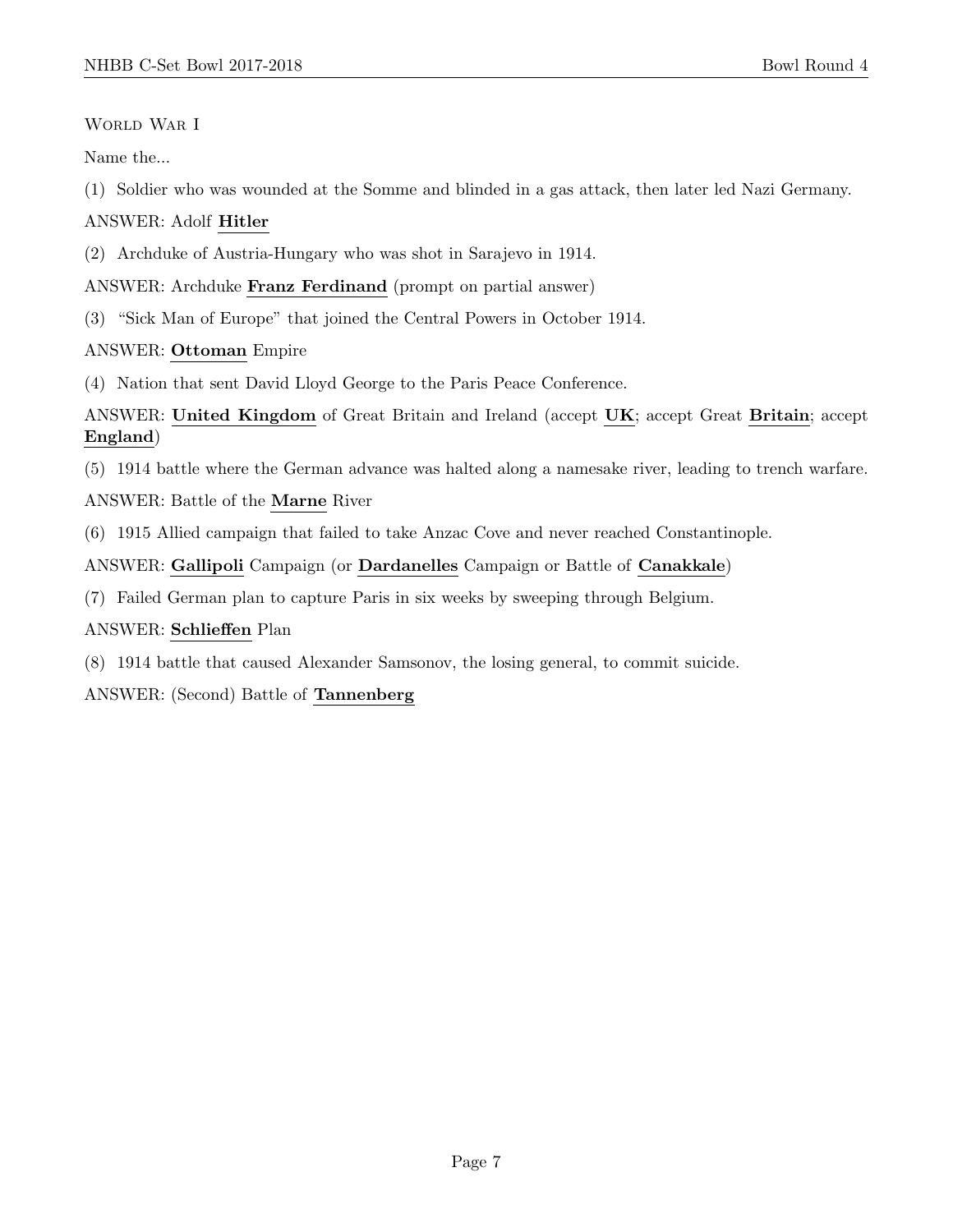World War I

Name the...

(1) Soldier who was wounded at the Somme and blinded in a gas attack, then later led Nazi Germany.

ANSWER: Adolf **Hitler**

(2) Archduke of Austria-Hungary who was shot in Sarajevo in 1914.

ANSWER: Archduke **Franz Ferdinand** (prompt on partial answer)

(3) "Sick Man of Europe" that joined the Central Powers in October 1914.

ANSWER: **Ottoman** Empire

(4) Nation that sent David Lloyd George to the Paris Peace Conference.

ANSWER: **United Kingdom** of Great Britain and Ireland (accept **UK**; accept Great **Britain**; accept **England**)

(5) 1914 battle where the German advance was halted along a namesake river, leading to trench warfare.

ANSWER: Battle of the **Marne** River

(6) 1915 Allied campaign that failed to take Anzac Cove and never reached Constantinople.

ANSWER: **Gallipoli** Campaign (or **Dardanelles** Campaign or Battle of **Canakkale**)

(7) Failed German plan to capture Paris in six weeks by sweeping through Belgium.

ANSWER: **Schlieffen** Plan

(8) 1914 battle that caused Alexander Samsonov, the losing general, to commit suicide.

ANSWER: (Second) Battle of **Tannenberg**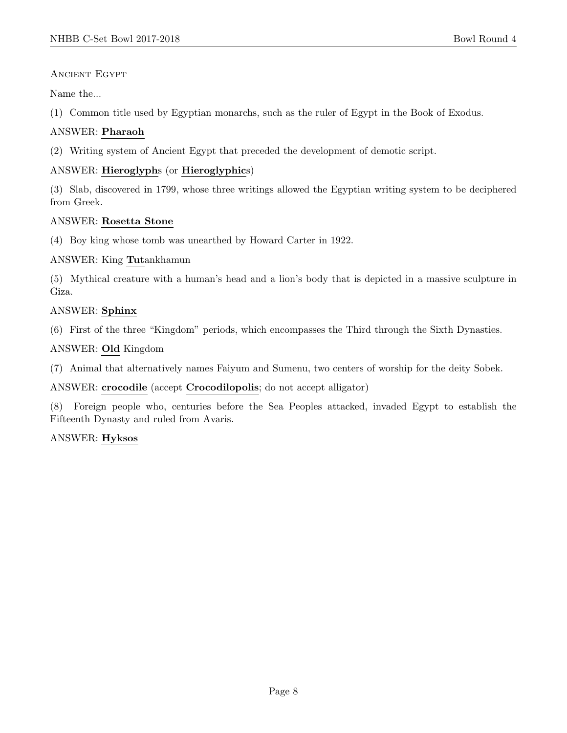Ancient Egypt

Name the...

(1) Common title used by Egyptian monarchs, such as the ruler of Egypt in the Book of Exodus.

ANSWER: **Pharaoh**

(2) Writing system of Ancient Egypt that preceded the development of demotic script.

ANSWER: **Hieroglyph**s (or **Hieroglyphic**s)

(3) Slab, discovered in 1799, whose three writings allowed the Egyptian writing system to be deciphered from Greek.

ANSWER: **Rosetta Stone**

(4) Boy king whose tomb was unearthed by Howard Carter in 1922.

ANSWER: King **Tut**ankhamun

(5) Mythical creature with a human's head and a lion's body that is depicted in a massive sculpture in Giza.

ANSWER: **Sphinx**

(6) First of the three "Kingdom" periods, which encompasses the Third through the Sixth Dynasties.

ANSWER: **Old** Kingdom

(7) Animal that alternatively names Faiyum and Sumenu, two centers of worship for the deity Sobek.

ANSWER: **crocodile** (accept **Crocodilopolis**; do not accept alligator)

(8) Foreign people who, centuries before the Sea Peoples attacked, invaded Egypt to establish the Fifteenth Dynasty and ruled from Avaris.

ANSWER: **Hyksos**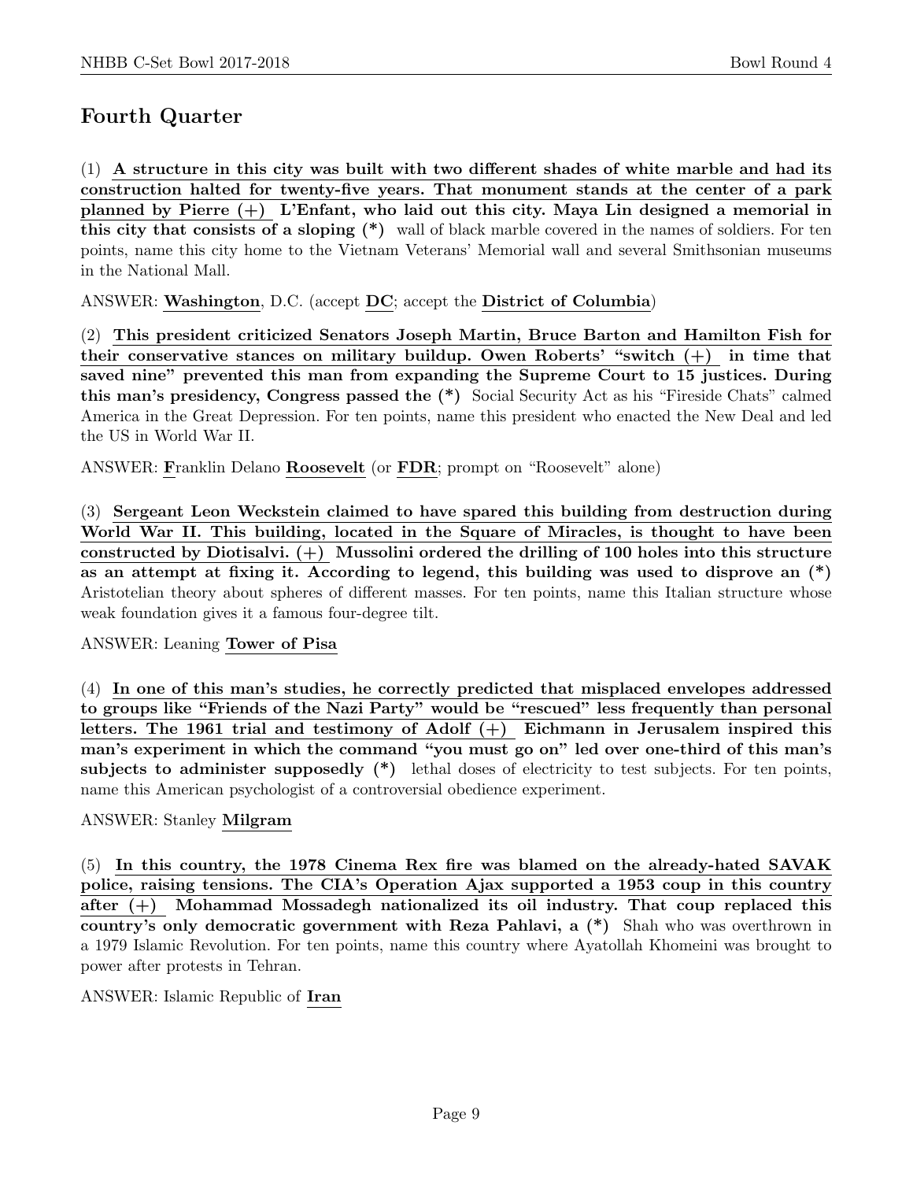## Fourth Quarter

(1) **A structure in this city was built with two different shades of white marble and had its construction halted for twenty-five years. That monument stands at the center of a park planned by Pierre (+) L'Enfant, who laid out this city. Maya Lin designed a memorial in this city that consists of a sloping (*)** wall of black marble covered in the names of soldiers. For ten points, name this city home to the Vietnam Veterans' Memorial wall and several Smithsonian museums in the National Mall.

ANSWER: **Washington**, D.C. (accept **DC**; accept the **District of Columbia**)

(2) **This president criticized Senators Joseph Martin, Bruce Barton and Hamilton Fish for their conservative stances on military buildup. Owen Roberts' "switch (+) in time that saved nine" prevented this man from expanding the Supreme Court to 15 justices. During this man's presidency, Congress passed the (*)** Social Security Act as his "Fireside Chats" calmed America in the Great Depression. For ten points, name this president who enacted the New Deal and led the US in World War II.

ANSWER: **F**ranklin Delano **Roosevelt** (or **FDR**; prompt on "Roosevelt" alone)

(3) **Sergeant Leon Weckstein claimed to have spared this building from destruction during World War II. This building, located in the Square of Miracles, is thought to have been constructed by Diotisalvi. (+) Mussolini ordered the drilling of 100 holes into this structure as an attempt at fixing it. According to legend, this building was used to disprove an (*)** Aristotelian theory about spheres of different masses. For ten points, name this Italian structure whose weak foundation gives it a famous four-degree tilt.

ANSWER: Leaning **Tower of Pisa**

(4) **In one of this man's studies, he correctly predicted that misplaced envelopes addressed to groups like "Friends of the Nazi Party" would be "rescued" less frequently than personal letters. The 1961 trial and testimony of Adolf (+) Eichmann in Jerusalem inspired this man's experiment in which the command "you must go on" led over one-third of this man's subjects to administer supposedly (*)** lethal doses of electricity to test subjects. For ten points, name this American psychologist of a controversial obedience experiment.

ANSWER: Stanley **Milgram**

(5) **In this country, the 1978 Cinema Rex fire was blamed on the already-hated SAVAK police, raising tensions. The CIA's Operation Ajax supported a 1953 coup in this country after (+) Mohammad Mossadegh nationalized its oil industry. That coup replaced this country's only democratic government with Reza Pahlavi, a (*)** Shah who was overthrown in a 1979 Islamic Revolution. For ten points, name this country where Ayatollah Khomeini was brought to power after protests in Tehran.

ANSWER: Islamic Republic of **Iran**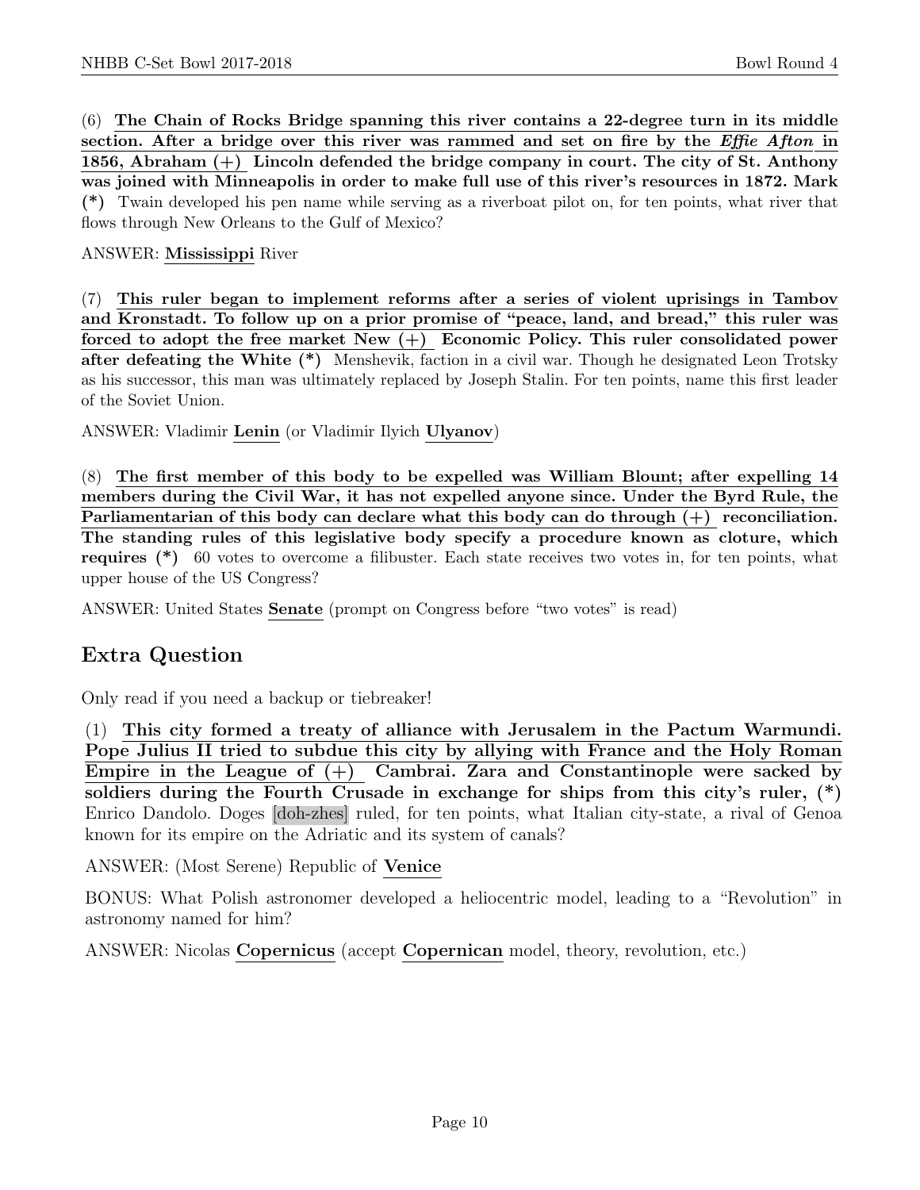(6) **The Chain of Rocks Bridge spanning this river contains a 22-degree turn in its middle section. After a bridge over this river was rammed and set on fire by the *Effie Afton* in 1856, Abraham (+) Lincoln defended the bridge company in court. The city of St. Anthony was joined with Minneapolis in order to make full use of this river's resources in 1872. Mark (*)** Twain developed his pen name while serving as a riverboat pilot on, for ten points, what river that flows through New Orleans to the Gulf of Mexico?

ANSWER: **Mississippi** River

(7) **This ruler began to implement reforms after a series of violent uprisings in Tambov and Kronstadt. To follow up on a prior promise of "peace, land, and bread," this ruler was forced to adopt the free market New (+) Economic Policy. This ruler consolidated power after defeating the White (*)** Menshevik, faction in a civil war. Though he designated Leon Trotsky as his successor, this man was ultimately replaced by Joseph Stalin. For ten points, name this first leader of the Soviet Union.

ANSWER: Vladimir **Lenin** (or Vladimir Ilyich **Ulyanov**)

(8) **The first member of this body to be expelled was William Blount; after expelling 14 members during the Civil War, it has not expelled anyone since. Under the Byrd Rule, the Parliamentarian of this body can declare what this body can do through (+) reconciliation. The standing rules of this legislative body specify a procedure known as cloture, which requires (*)** 60 votes to overcome a filibuster. Each state receives two votes in, for ten points, what upper house of the US Congress?

ANSWER: United States **Senate** (prompt on Congress before "two votes" is read)

## Extra Question

Only read if you need a backup or tiebreaker!

(1) **This city formed a treaty of alliance with Jerusalem in the Pactum Warmundi. Pope Julius II tried to subdue this city by allying with France and the Holy Roman Empire in the League of (+) Cambrai. Zara and Constantinople were sacked by soldiers during the Fourth Crusade in exchange for ships from this city's ruler, (*)** Enrico Dandolo. Doges [doh-zhes] ruled, for ten points, what Italian city-state, a rival of Genoa known for its empire on the Adriatic and its system of canals?

ANSWER: (Most Serene) Republic of **Venice**

BONUS: What Polish astronomer developed a heliocentric model, leading to a "Revolution" in astronomy named for him?

ANSWER: Nicolas **Copernicus** (accept **Copernican** model, theory, revolution, etc.)